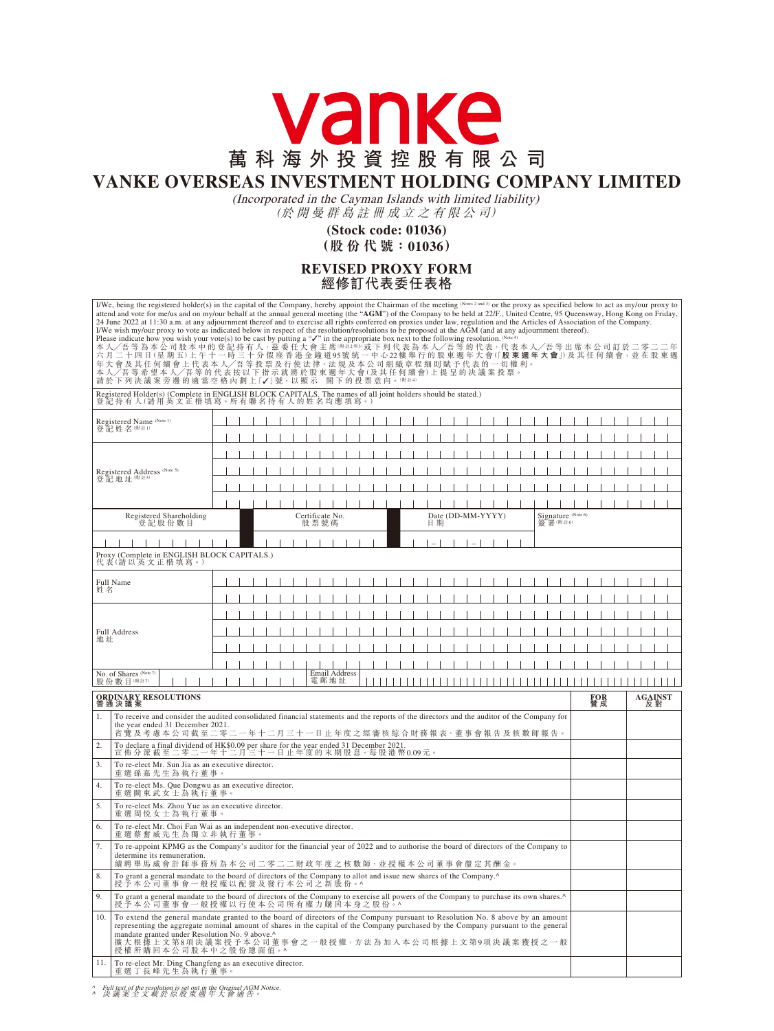# vanke

# 萬科海外投資控股有限公司

# VANKE OVERSEAS INVESTMENT HOLDING COMPANY LIMITED

*(Incorporated in the Cayman Islands with limited liability)*
*(於開曼群島註冊成立之有限公司)*

**(Stock code: 01036)**
**(股份代號：01036)**

## REVISED PROXY FORM
## 經修訂代表委任表格

I/We, being the registered holder(s) in the capital of the Company, hereby appoint the Chairman of the meeting (Notes 2 and 3) or the proxy as specified below to act as my/our proxy to attend and vote for me/us and on my/our behalf at the annual general meeting (the "**AGM**") of the Company to be held at 22/F., United Centre, 95 Queensway, Hong Kong on Friday, 24 June 2022 at 11:30 a.m. at any adjournment thereof and to exercise all rights conferred on proxies under law, regulation and the Articles of Association of the Company.
I/We wish my/our proxy to vote as indicated below in respect of the resolution/resolutions to be proposed at the AGM (and at any adjournment thereof).
Please indicate how you wish your vote(s) to be cast by putting a "✓" in the appropriate box next to the following resolution. (Note 4)
本人／吾等為本公司股本中的登記持有人，茲委任大會主席(附註2和3)或下列代表為本人／吾等的代表，代表本人／吾等出席本公司訂於二零二二年六月二十四日(星期五)上午十一時三十分假座香港金鐘道95號統一中心22樓舉行的股東週年大會(「**股東週年大會**」)及其任何續會，並在股東週年大會及其任何續會上代表本人／吾等投票及行使法律、法規及本公司組織章程細則賦予代表的一切權利。
本人／吾等希望本人／吾等的代表按以下指示就將於股東週年大會(及其任何續會)上提呈的決議案投票。
請於下列決議案旁邊的適當空格內劃上「✓」號，以顯示 閣下的投票意向。(附註4)

Registered Holder(s) (Complete in ENGLISH BLOCK CAPITALS. The names of all joint holders should be stated.)
登記持有人(請用英文正楷填寫。所有聯名持有人的姓名均應填寫。)

| | |
|---|---|
| Registered Name (Note 1) 登記姓名(附註1) | |
| Registered Address (Note 5) 登記地址(附註5) | |

| Registered Shareholding 登記股份數目 | Certificate No. 股票號碼 | Date (DD-MM-YYYY) 日期 | Signature (Note 6) 簽署(附註6) |
|---|---|---|---|
| | | – – | |

Proxy (Complete in ENGLISH BLOCK CAPITALS.)
代表(請以英文正楷填寫。)

| | |
|---|---|
| Full Name 姓名 | |
| Full Address 地址 | |
| No. of Shares (Note 7) 股份數目(附註7) | Email Address 電郵地址 |

| | ORDINARY RESOLUTIONS 普通決議案 | FOR 贊成 | AGAINST 反對 |
|---|---|---|---|
| 1. | To receive and consider the audited consolidated financial statements and the reports of the directors and the auditor of the Company for the year ended 31 December 2021.<br>省覽及考慮本公司截至二零二一年十二月三十一日止年度之經審核綜合財務報表、董事會報告及核數師報告。 | | |
| 2. | To declare a final dividend of HK$0.09 per share for the year ended 31 December 2021.<br>宣佈分派截至二零二一年十二月三十一日止年度的末期股息，每股港幣0.09元。 | | |
| 3. | To re-elect Mr. Sun Jia as an executive director.<br>重選孫嘉先生為執行董事。 | | |
| 4. | To re-elect Ms. Que Dongwu as an executive director.<br>重選闕東武女士為執行董事。 | | |
| 5. | To re-elect Ms. Zhou Yue as an executive director.<br>重選周悅女士為執行董事。 | | |
| 6. | To re-elect Mr. Choi Fan Wai as an independent non-executive director.<br>重選蔡奮威先生為獨立非執行董事。 | | |
| 7. | To re-appoint KPMG as the Company's auditor for the financial year of 2022 and to authorise the board of directors of the Company to determine its remuneration.<br>續聘畢馬威會計師事務所為本公司二零二二財政年度之核數師，並授權本公司董事會釐定其酬金。 | | |
| 8. | To grant a general mandate to the board of directors of the Company to allot and issue new shares of the Company.^<br>授予本公司董事會一般授權以配發及發行本公司之新股份。^ | | |
| 9. | To grant a general mandate to the board of directors of the Company to exercise all powers of the Company to purchase its own shares.^<br>授予本公司董事會一般授權以行使本公司所有權力購回本身之股份。^ | | |
| 10. | To extend the general mandate granted to the board of directors of the Company pursuant to Resolution No. 8 above by an amount representing the aggregate nominal amount of shares in the capital of the Company purchased by the Company pursuant to the general mandate granted under Resolution No. 9 above.^<br>擴大根據上文第8項決議案授予本公司董事會之一般授權，方法為加入本公司根據上文第9項決議案獲授之一般授權所購回本公司股本中之股份總面值。^ | | |
| 11. | To re-elect Mr. Ding Changfeng as an executive director.<br>重選丁長峰先生為執行董事。 | | |

*^ Full text of the resolution is set out in the Original AGM Notice.*
*^ 決議案全文載於原股東週年大會通告。*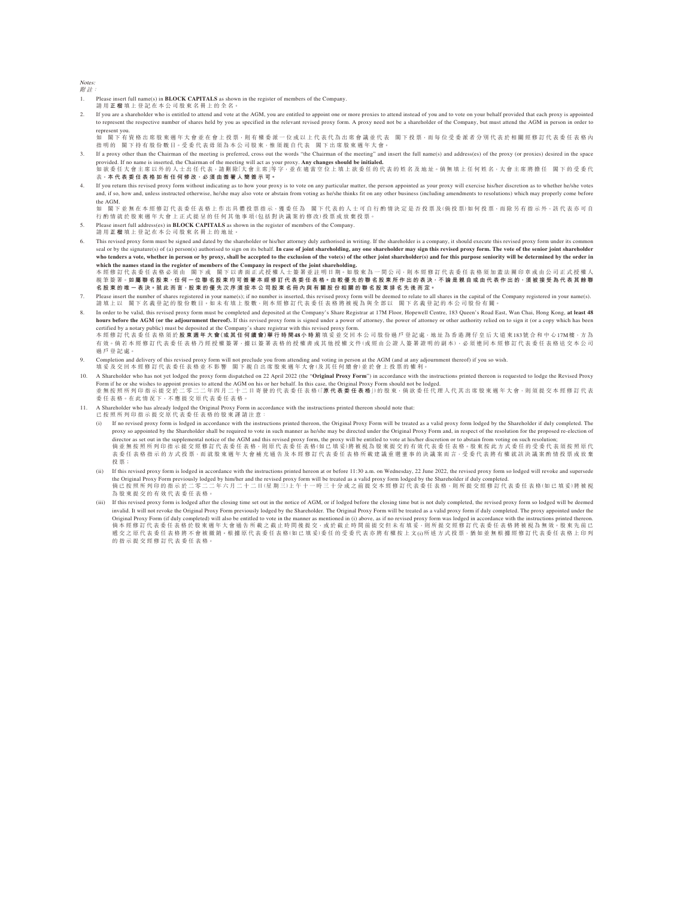*Notes:*
*附註：*

1. Please insert full name(s) in **BLOCK CAPITALS** as shown in the register of members of the Company.
請用**正楷**填上登記在本公司股東名冊上的全名。

2. If you are a shareholder who is entitled to attend and vote at the AGM, you are entitled to appoint one or more proxies to attend instead of you and to vote on your behalf provided that each proxy is appointed to represent the respective number of shares held by you as specified in the relevant revised proxy form. A proxy need not be a shareholder of the Company, but must attend the AGM in person in order to represent you.
如　閣下有資格出席股東週年大會並在會上投票，則有權委派一位或以上代表代為出席會議並代表　閣下投票，而每位受委派者分別代表於相關經修訂代表委任表格內指明的　閣下持有股份數目。受委代表毋須為本公司股東，惟須親自代表　閣下出席股東週年大會。

3. If a proxy other than the Chairman of the meeting is preferred, cross out the words "the Chairman of the meeting" and insert the full name(s) and address(es) of the proxy (or proxies) desired in the space provided. If no name is inserted, the Chairman of the meeting will act as your proxy. **Any changes should be initialed.**
如欲委任大會主席以外的人士出任代表，請刪除「大會主席」等字，並在適當空位上填上欲委任的代表的姓名及地址。倘無填上任何姓名，大會主席將擔任　閣下的受委代表。**本代表委任表格如有任何修改，必須由簽署人簡簽示可。**

4. If you return this revised proxy form without indicating as to how your proxy is to vote on any particular matter, the person appointed as your proxy will exercise his/her discretion as to whether he/she votes and, if so, how and, unless instructed otherwise, he/she may also vote or abstain from voting as he/she thinks fit on any other business (including amendments to resolutions) which may properly come before the AGM.
如　閣下並無在本經修訂代表委任表格上作出具體投票指示，獲委任為　閣下代表的人士可自行酌情決定是否投票及(倘投票)如何投票，而除另有指示外，該代表亦可自行酌情就於股東週年大會上正式提呈的任何其他事項(包括對決議案的修改)投票或放棄投票。

5. Please insert full address(es) in **BLOCK CAPITALS** as shown in the register of members of the Company.
請用**正楷**填上登記在本公司股東名冊上的地址。

6. This revised proxy form must be signed and dated by the shareholder or his/her attorney duly authorised in writing. If the shareholder is a company, it should execute this revised proxy form under its common seal or by the signature(s) of (a) person(s) authorised to sign on its behalf. **In case of joint shareholding, any one shareholder may sign this revised proxy form. The vote of the senior joint shareholder who tenders a vote, whether in person or by proxy, shall be accepted to the exclusion of the vote(s) of the other joint shareholder(s) and for this purpose seniority will be determined by the order in which the names stand in the register of members of the Company in respect of the joint shareholding.**
本經修訂代表委任表格必須由　閣下或　閣下以書面正式授權人士簽署並註明日期。如股東為一間公司，則本經修訂代表委任表格須加蓋法團印章或由公司正式授權人親筆簽署。**如屬聯名股東，任何一位聯名股東均可簽署本經修訂代表委任表格。由較優先的聯名股東所作出的表決，不論是親自或由代表作出的，須被接受為代表其餘聯名股東的唯一表決。就此而言，股東的優先次序須按本公司股東名冊內與有關股份相關的聯名股東排名先後而定。**

7. Please insert the number of shares registered in your name(s); if no number is inserted, this revised proxy form will be deemed to relate to all shares in the capital of the Company registered in your name(s).
請填上以　閣下名義登記的股份數目。如未有填上股數，則本經修訂代表委任表格將被視為與全部以　閣下名義登記的本公司股份有關。

8. In order to be valid, this revised proxy form must be completed and deposited at the Company's Share Registrar at 17M Floor, Hopewell Centre, 183 Queen's Road East, Wan Chai, Hong Kong, **at least 48 hours before the AGM (or the adjournment thereof).** If this revised proxy form is signed under a power of attorney, the power of attorney or other authority relied on to sign it (or a copy which has been certified by a notary public) must be deposited at the Company's share registrar with this revised proxy form.
本經修訂代表委任表格須於**股東週年大會(或其任何續會)舉行時間48小時前**填妥並交回本公司股份過戶登記處，地址為香港灣仔皇后大道東183號合和中心17M樓，方為有效。倘若本經修訂代表委任表格乃經授權簽署，據以簽署表格的授權書或其他授權文件(或經由公證人簽署證明的副本)，必須連同本經修訂代表委任表格送交本公司過戶登記處。

9. Completion and delivery of this revised proxy form will not preclude you from attending and voting in person at the AGM (and at any adjournment thereof) if you so wish.
填妥及交回本經修訂代表委任表格並不影響　閣下親自出席股東週年大會(及其任何續會)並於會上投票的權利。

10. A Shareholder who has not yet lodged the proxy form dispatched on 22 April 2022 (the "**Original Proxy Form**") in accordance with the instructions printed thereon is requested to lodge the Revised Proxy Form if he or she wishes to appoint proxies to attend the AGM on his or her behalf. In this case, the Original Proxy Form should not be lodged.
並無按照所列印指示提交於二零二二年四月二十二日寄發的代表委任表格(「**原代表委任表格**」)的股東，倘欲委任代理人代其出席股東週年大會，則須提交本經修訂代表委任表格。在此情況下，不應提交原代表委任表格。

11. A Shareholder who has already lodged the Original Proxy Form in accordance with the instructions printed thereon should note that:
已按照所列印指示提交原代表委任表格的股東謹請注意：

    (i) If no revised proxy form is lodged in accordance with the instructions printed thereon, the Original Proxy Form will be treated as a valid proxy form lodged by the Shareholder if duly completed. The proxy so appointed by the Shareholder shall be required to vote in such manner as he/she may be directed under the Original Proxy Form and, in respect of the resolution for the proposed re-election of director as set out in the supplemental notice of the AGM and this revised proxy form, the proxy will be entitled to vote at his/her discretion or to abstain from voting on such resolution;
    倘並無按照所列印指示提交經修訂代表委任表格，則原代表委任表格(如已填妥)將被視為股東提交的有效代表委任表格。股東按此方式委任的受委代表須按照原代表委任表格指示的方式投票，而就股東週年大會補充通告及本經修訂代表委任表格所載建議重選董事的決議案而言，受委代表將有權就該決議案酌情投票或放棄投票；

    (ii) If this revised proxy form is lodged in accordance with the instructions printed hereon at or before 11:30 a.m. on Wednesday, 22 June 2022, the revised proxy form so lodged will revoke and supersede the Original Proxy Form previously lodged by him/her and the revised proxy form will be treated as a valid proxy form lodged by the Shareholder if duly completed.
    倘已按照所列印的指示於二零二二年六月二十二日(星期三)上午十一時三十分或之前提交本經修訂代表委任表格，則所提交經修訂代表委任表格(如已填妥)將被視為股東提交的有效代表委任表格。

    (iii) If this revised proxy form is lodged after the closing time set out in the notice of AGM, or if lodged before the closing time but is not duly completed, the revised proxy form so lodged will be deemed invalid. It will not revoke the Original Proxy Form previously lodged by the Shareholder. The Original Proxy Form will be treated as a valid proxy form if duly completed. The proxy appointed under the Original Proxy Form (if duly completed) will also be entitled to vote in the manner as mentioned in (i) above, as if no revised proxy form was lodged in accordance with the instructions printed thereon.
    倘本經修訂代表委任表格於股東週年大會通告所載之截止時間後提交，或於截止時間前提交但未有填妥，則所提交經修訂代表委任表格將被視為無效。股東先前已遞交之原代表委任表格將不會被撤銷。根據原代表委任表格(如已填妥)委任的受委代表亦將有權按上文(i)所述方式投票，猶如並無根據經修訂代表委任表格上印列的指示提交經修訂代表委任表格。